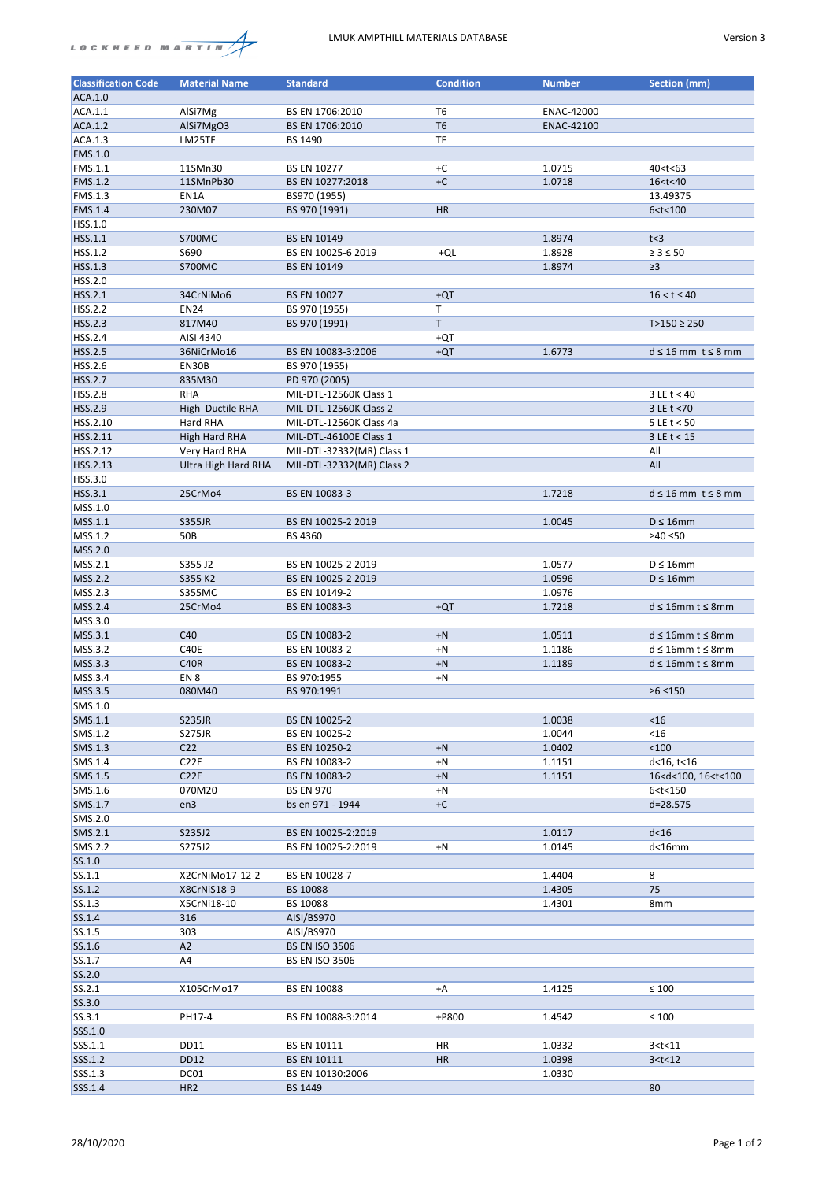| Classification Code | Material Name | Standard | Condition | Number | Section (mm) |
|---|---|---|---|---|---|
| ACA.1.0 | | | | | |
| ACA.1.1 | AlSi7Mg | BS EN 1706:2010 | T6 | ENAC-42000 | |
| ACA.1.2 | AlSi7MgO3 | BS EN 1706:2010 | T6 | ENAC-42100 | |
| ACA.1.3 | LM25TF | BS 1490 | TF | | |
| FMS.1.0 | | | | | |
| FMS.1.1 | 11SMn30 | BS EN 10277 | +C | 1.0715 | 40<t<63 |
| FMS.1.2 | 11SMnPb30 | BS EN 10277:2018 | +C | 1.0718 | 16<t<40 |
| FMS.1.3 | EN1A | BS970 (1955) | | | 13.49375 |
| FMS.1.4 | 230M07 | BS 970 (1991) | HR | | 6<t<100 |
| HSS.1.0 | | | | | |
| HSS.1.1 | S700MC | BS EN 10149 | | 1.8974 | t<3 |
| HSS.1.2 | S690 | BS EN 10025-6 2019 | +QL | 1.8928 | ≥ 3 ≤ 50 |
| HSS.1.3 | S700MC | BS EN 10149 | | 1.8974 | ≥3 |
| HSS.2.0 | | | | | |
| HSS.2.1 | 34CrNiMo6 | BS EN 10027 | +QT | | 16 < t ≤ 40 |
| HSS.2.2 | EN24 | BS 970 (1955) | T | | |
| HSS.2.3 | 817M40 | BS 970 (1991) | T | | T>150 ≥ 250 |
| HSS.2.4 | AISI 4340 | | +QT | | |
| HSS.2.5 | 36NiCrMo16 | BS EN 10083-3:2006 | +QT | 1.6773 | d ≤ 16 mm t ≤ 8 mm |
| HSS.2.6 | EN30B | BS 970 (1955) | | | |
| HSS.2.7 | 835M30 | PD 970 (2005) | | | |
| HSS.2.8 | RHA | MIL-DTL-12560K Class 1 | | | 3 LE t < 40 |
| HSS.2.9 | High Ductile RHA | MIL-DTL-12560K Class 2 | | | 3 LE t <70 |
| HSS.2.10 | Hard RHA | MIL-DTL-12560K Class 4a | | | 5 LE t < 50 |
| HSS.2.11 | High Hard RHA | MIL-DTL-46100E Class 1 | | | 3 LE t < 15 |
| HSS.2.12 | Very Hard RHA | MIL-DTL-32332(MR) Class 1 | | | All |
| HSS.2.13 | Ultra High Hard RHA | MIL-DTL-32332(MR) Class 2 | | | All |
| HSS.3.0 | | | | | |
| HSS.3.1 | 25CrMo4 | BS EN 10083-3 | | 1.7218 | d ≤ 16 mm t ≤ 8 mm |
| MSS.1.0 | | | | | |
| MSS.1.1 | S355JR | BS EN 10025-2 2019 | | 1.0045 | D ≤ 16mm |
| MSS.1.2 | 50B | BS 4360 | | | ≥40 ≤50 |
| MSS.2.0 | | | | | |
| MSS.2.1 | S355 J2 | BS EN 10025-2 2019 | | 1.0577 | D ≤ 16mm |
| MSS.2.2 | S355 K2 | BS EN 10025-2 2019 | | 1.0596 | D ≤ 16mm |
| MSS.2.3 | S355MC | BS EN 10149-2 | | 1.0976 | |
| MSS.2.4 | 25CrMo4 | BS EN 10083-3 | +QT | 1.7218 | d ≤ 16mm t ≤ 8mm |
| MSS.3.0 | | | | | |
| MSS.3.1 | C40 | BS EN 10083-2 | +N | 1.0511 | d ≤ 16mm t ≤ 8mm |
| MSS.3.2 | C40E | BS EN 10083-2 | +N | 1.1186 | d ≤ 16mm t ≤ 8mm |
| MSS.3.3 | C40R | BS EN 10083-2 | +N | 1.1189 | d ≤ 16mm t ≤ 8mm |
| MSS.3.4 | EN 8 | BS 970:1955 | +N | | |
| MSS.3.5 | 080M40 | BS 970:1991 | | | ≥6 ≤150 |
| SMS.1.0 | | | | | |
| SMS.1.1 | S235JR | BS EN 10025-2 | | 1.0038 | <16 |
| SMS.1.2 | S275JR | BS EN 10025-2 | | 1.0044 | <16 |
| SMS.1.3 | C22 | BS EN 10250-2 | +N | 1.0402 | <100 |
| SMS.1.4 | C22E | BS EN 10083-2 | +N | 1.1151 | d<16, t<16 |
| SMS.1.5 | C22E | BS EN 10083-2 | +N | 1.1151 | 16<d<100, 16<t<100 |
| SMS.1.6 | 070M20 | BS EN 970 | +N | | 6<t<150 |
| SMS.1.7 | en3 | bs en 971 - 1944 | +C | | d=28.575 |
| SMS.2.0 | | | | | |
| SMS.2.1 | S235J2 | BS EN 10025-2:2019 | | 1.0117 | d<16 |
| SMS.2.2 | S275J2 | BS EN 10025-2:2019 | +N | 1.0145 | d<16mm |
| SS.1.0 | | | | | |
| SS.1.1 | X2CrNiMo17-12-2 | BS EN 10028-7 | | 1.4404 | 8 |
| SS.1.2 | X8CrNiS18-9 | BS 10088 | | 1.4305 | 75 |
| SS.1.3 | X5CrNi18-10 | BS 10088 | | 1.4301 | 8mm |
| SS.1.4 | 316 | AISI/BS970 | | | |
| SS.1.5 | 303 | AISI/BS970 | | | |
| SS.1.6 | A2 | BS EN ISO 3506 | | | |
| SS.1.7 | A4 | BS EN ISO 3506 | | | |
| SS.2.0 | | | | | |
| SS.2.1 | X105CrMo17 | BS EN 10088 | +A | 1.4125 | ≤ 100 |
| SS.3.0 | | | | | |
| SS.3.1 | PH17-4 | BS EN 10088-3:2014 | +P800 | 1.4542 | ≤ 100 |
| SSS.1.0 | | | | | |
| SSS.1.1 | DD11 | BS EN 10111 | HR | 1.0332 | 3<t<11 |
| SSS.1.2 | DD12 | BS EN 10111 | HR | 1.0398 | 3<t<12 |
| SSS.1.3 | DC01 | BS EN 10130:2006 | | 1.0330 | |
| SSS.1.4 | HR2 | BS 1449 | | | 80 |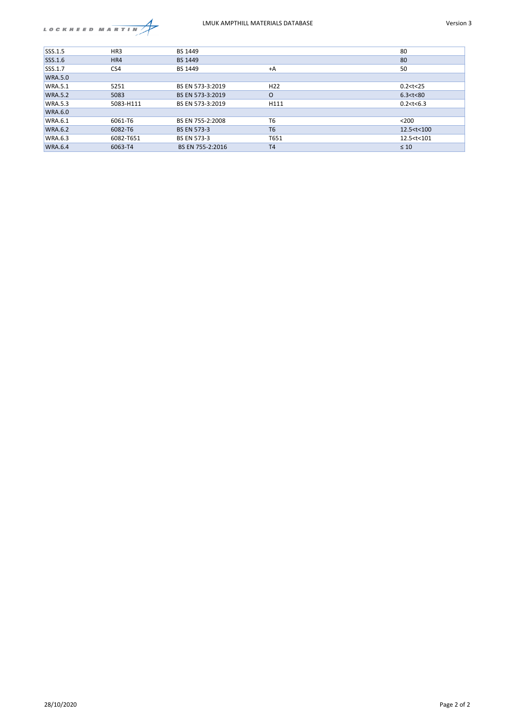| | | | | |
|---|---|---|---|---|
| SSS.1.5 | HR3 | BS 1449 | | 80 |
| SSS.1.6 | HR4 | BS 1449 | | 80 |
| SSS.1.7 | CS4 | BS 1449 | +A | 50 |
| WRA.5.0 | | | | |
| WRA.5.1 | 5251 | BS EN 573-3:2019 | H22 | 0.2<t<25 |
| WRA.5.2 | 5083 | BS EN 573-3:2019 | O | 6.3<t<80 |
| WRA.5.3 | 5083-H111 | BS EN 573-3:2019 | H111 | 0.2<t<6.3 |
| WRA.6.0 | | | | |
| WRA.6.1 | 6061-T6 | BS EN 755-2:2008 | T6 | <200 |
| WRA.6.2 | 6082-T6 | BS EN 573-3 | T6 | 12.5<t<100 |
| WRA.6.3 | 6082-T651 | BS EN 573-3 | T651 | 12.5<t<101 |
| WRA.6.4 | 6063-T4 | BS EN 755-2:2016 | T4 | ≤ 10 |